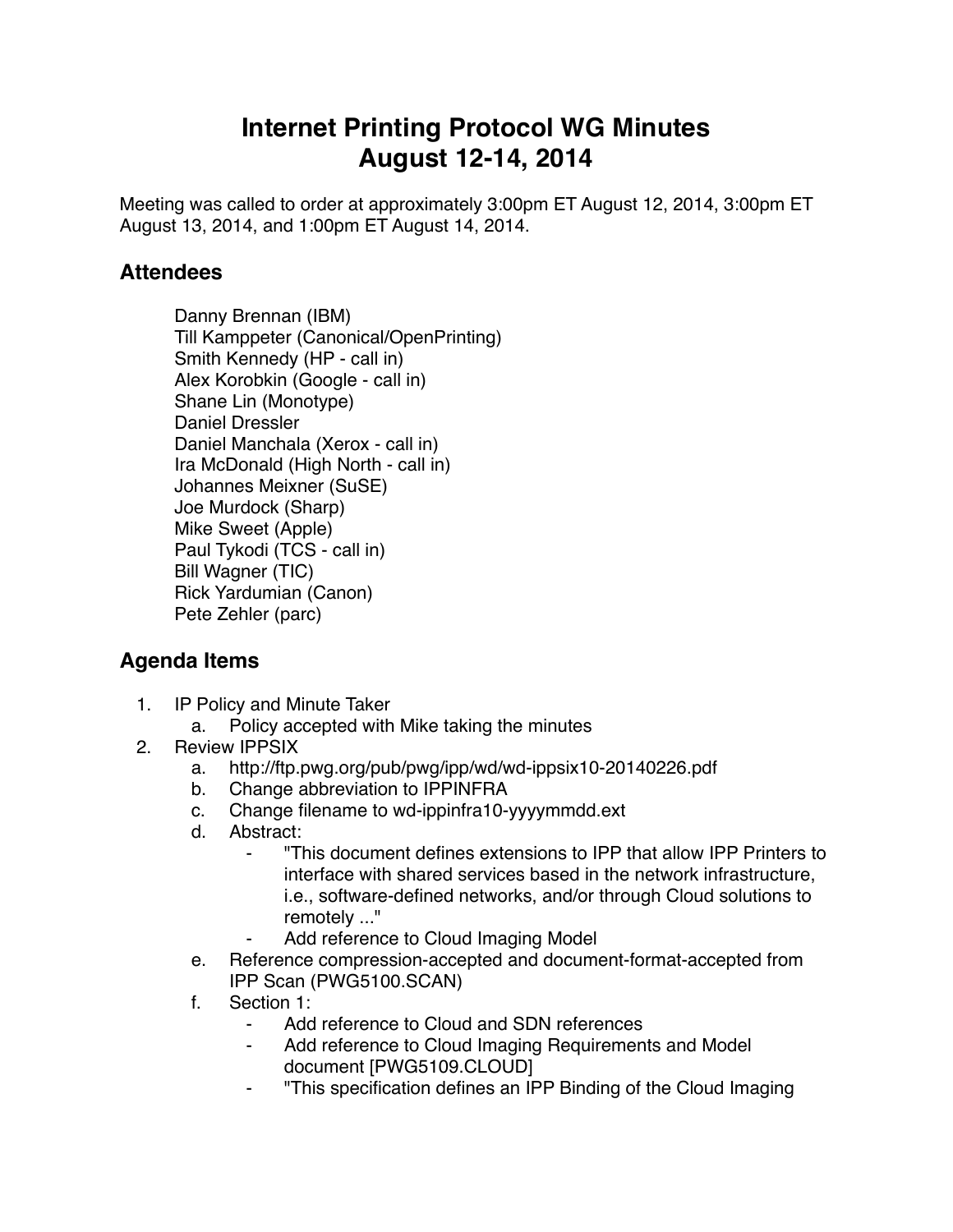# Internet Printing Protocol WG Minutes
# August 12-14, 2014

Meeting was called to order at approximately 3:00pm ET August 12, 2014, 3:00pm ET August 13, 2014, and 1:00pm ET August 14, 2014.

## Attendees

Danny Brennan (IBM)
Till Kamppeter (Canonical/OpenPrinting)
Smith Kennedy (HP - call in)
Alex Korobkin (Google - call in)
Shane Lin (Monotype)
Daniel Dressler
Daniel Manchala (Xerox - call in)
Ira McDonald (High North - call in)
Johannes Meixner (SuSE)
Joe Murdock (Sharp)
Mike Sweet (Apple)
Paul Tykodi (TCS - call in)
Bill Wagner (TIC)
Rick Yardumian (Canon)
Pete Zehler (parc)

## Agenda Items

1. IP Policy and Minute Taker
    a. Policy accepted with Mike taking the minutes
2. Review IPPSIX
    a. http://ftp.pwg.org/pub/pwg/ipp/wd/wd-ippsix10-20140226.pdf
    b. Change abbreviation to IPPINFRA
    c. Change filename to wd-ippinfra10-yyyymmdd.ext
    d. Abstract:
        - "This document defines extensions to IPP that allow IPP Printers to interface with shared services based in the network infrastructure, i.e., software-defined networks, and/or through Cloud solutions to remotely ..."
        - Add reference to Cloud Imaging Model
    e. Reference compression-accepted and document-format-accepted from IPP Scan (PWG5100.SCAN)
    f. Section 1:
        - Add reference to Cloud and SDN references
        - Add reference to Cloud Imaging Requirements and Model document [PWG5109.CLOUD]
        - "This specification defines an IPP Binding of the Cloud Imaging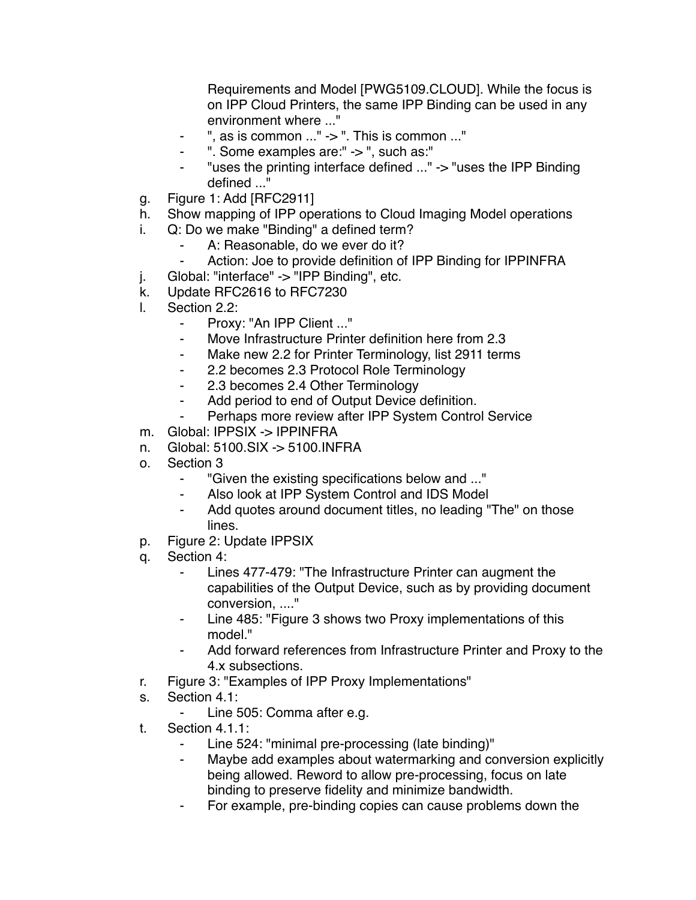Requirements and Model [PWG5109.CLOUD]. While the focus is on IPP Cloud Printers, the same IPP Binding can be used in any environment where ..."
  - ", as is common ..." -> ". This is common ..."
  - ". Some examples are:" -> ", such as:"
  - "uses the printing interface defined ..." -> "uses the IPP Binding defined ..."

g. Figure 1: Add [RFC2911]
h. Show mapping of IPP operations to Cloud Imaging Model operations
i. Q: Do we make "Binding" a defined term?
  - A: Reasonable, do we ever do it?
  - Action: Joe to provide definition of IPP Binding for IPPINFRA
j. Global: "interface" -> "IPP Binding", etc.
k. Update RFC2616 to RFC7230
l. Section 2.2:
  - Proxy: "An IPP Client ..."
  - Move Infrastructure Printer definition here from 2.3
  - Make new 2.2 for Printer Terminology, list 2911 terms
  - 2.2 becomes 2.3 Protocol Role Terminology
  - 2.3 becomes 2.4 Other Terminology
  - Add period to end of Output Device definition.
  - Perhaps more review after IPP System Control Service
m. Global: IPPSIX -> IPPINFRA
n. Global: 5100.SIX -> 5100.INFRA
o. Section 3
  - "Given the existing specifications below and ..."
  - Also look at IPP System Control and IDS Model
  - Add quotes around document titles, no leading "The" on those lines.
p. Figure 2: Update IPPSIX
q. Section 4:
  - Lines 477-479: "The Infrastructure Printer can augment the capabilities of the Output Device, such as by providing document conversion, ...."
  - Line 485: "Figure 3 shows two Proxy implementations of this model."
  - Add forward references from Infrastructure Printer and Proxy to the 4.x subsections.
r. Figure 3: "Examples of IPP Proxy Implementations"
s. Section 4.1:
  - Line 505: Comma after e.g.
t. Section 4.1.1:
  - Line 524: "minimal pre-processing (late binding)"
  - Maybe add examples about watermarking and conversion explicitly being allowed. Reword to allow pre-processing, focus on late binding to preserve fidelity and minimize bandwidth.
  - For example, pre-binding copies can cause problems down the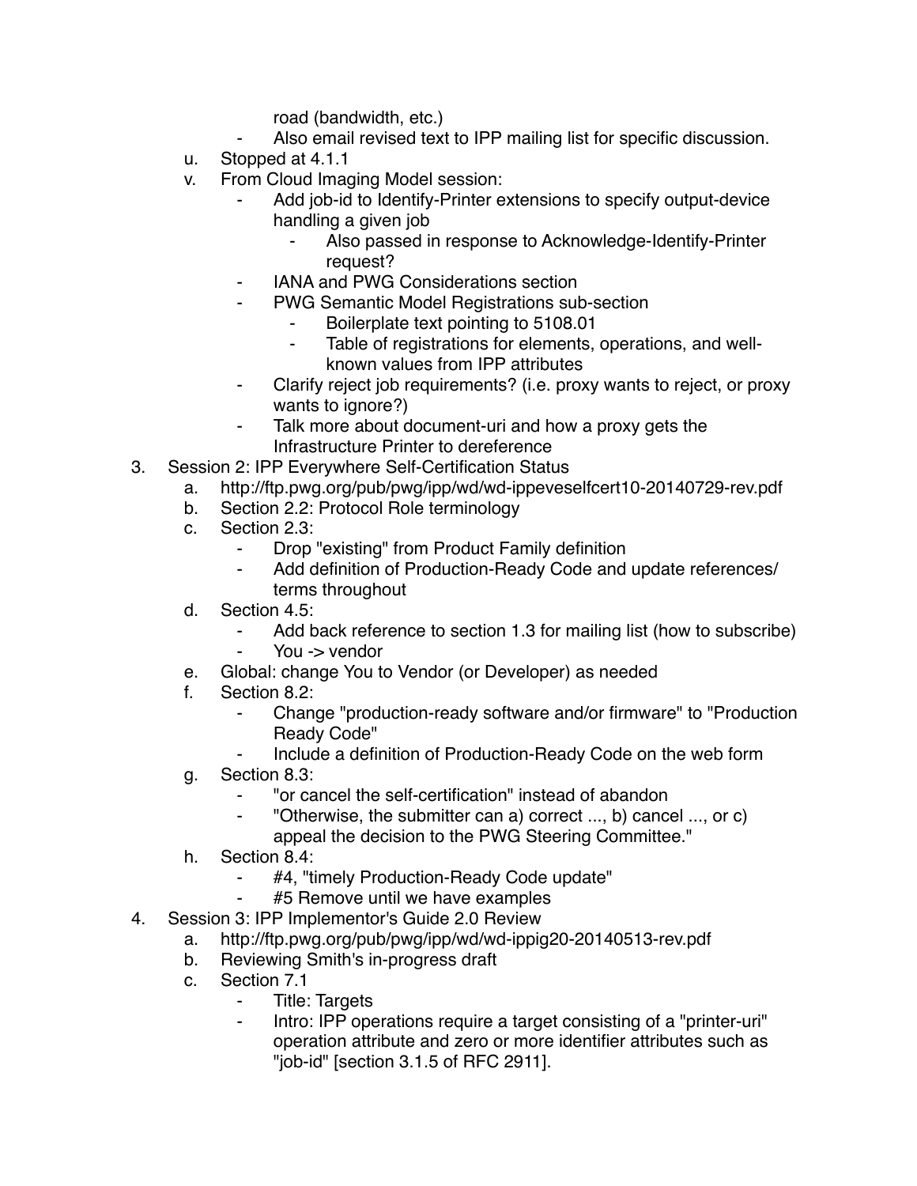road (bandwidth, etc.)
        - Also email revised text to IPP mailing list for specific discussion.
    u. Stopped at 4.1.1
    v. From Cloud Imaging Model session:
        - Add job-id to Identify-Printer extensions to specify output-device handling a given job
            - Also passed in response to Acknowledge-Identify-Printer request?
        - IANA and PWG Considerations section
        - PWG Semantic Model Registrations sub-section
            - Boilerplate text pointing to 5108.01
            - Table of registrations for elements, operations, and well-known values from IPP attributes
        - Clarify reject job requirements? (i.e. proxy wants to reject, or proxy wants to ignore?)
        - Talk more about document-uri and how a proxy gets the Infrastructure Printer to dereference

3. Session 2: IPP Everywhere Self-Certification Status
    a. http://ftp.pwg.org/pub/pwg/ipp/wd/wd-ippeveselfcert10-20140729-rev.pdf
    b. Section 2.2: Protocol Role terminology
    c. Section 2.3:
        - Drop "existing" from Product Family definition
        - Add definition of Production-Ready Code and update references/terms throughout
    d. Section 4.5:
        - Add back reference to section 1.3 for mailing list (how to subscribe)
        - You -> vendor
    e. Global: change You to Vendor (or Developer) as needed
    f. Section 8.2:
        - Change "production-ready software and/or firmware" to "Production Ready Code"
        - Include a definition of Production-Ready Code on the web form
    g. Section 8.3:
        - "or cancel the self-certification" instead of abandon
        - "Otherwise, the submitter can a) correct ..., b) cancel ..., or c) appeal the decision to the PWG Steering Committee."
    h. Section 8.4:
        - #4, "timely Production-Ready Code update"
        - #5 Remove until we have examples

4. Session 3: IPP Implementor's Guide 2.0 Review
    a. http://ftp.pwg.org/pub/pwg/ipp/wd/wd-ippig20-20140513-rev.pdf
    b. Reviewing Smith's in-progress draft
    c. Section 7.1
        - Title: Targets
        - Intro: IPP operations require a target consisting of a "printer-uri" operation attribute and zero or more identifier attributes such as "job-id" [section 3.1.5 of RFC 2911].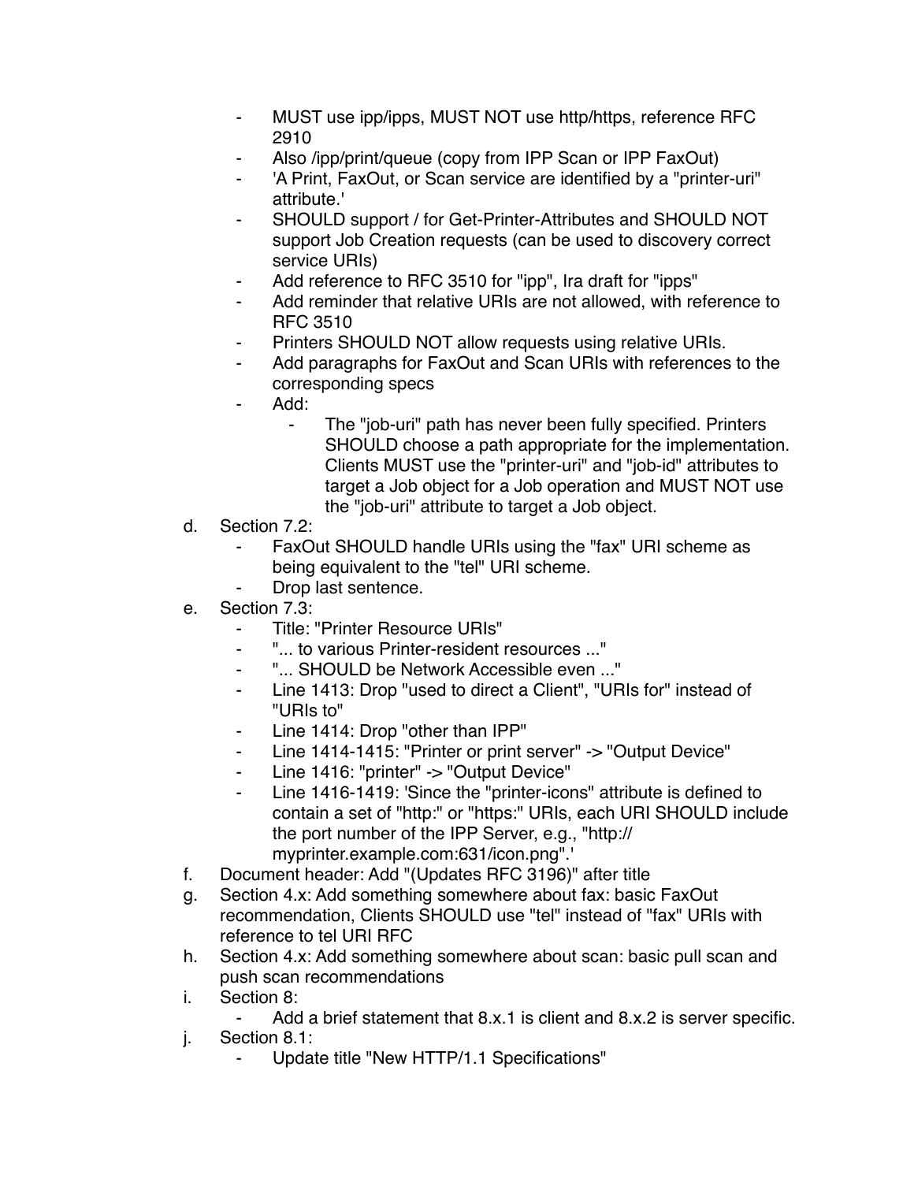- MUST use ipp/ipps, MUST NOT use http/https, reference RFC 2910
  - Also /ipp/print/queue (copy from IPP Scan or IPP FaxOut)
  - 'A Print, FaxOut, or Scan service are identified by a "printer-uri" attribute.'
  - SHOULD support / for Get-Printer-Attributes and SHOULD NOT support Job Creation requests (can be used to discovery correct service URIs)
  - Add reference to RFC 3510 for "ipp", Ira draft for "ipps"
  - Add reminder that relative URIs are not allowed, with reference to RFC 3510
  - Printers SHOULD NOT allow requests using relative URIs.
  - Add paragraphs for FaxOut and Scan URIs with references to the corresponding specs
  - Add:
    - The "job-uri" path has never been fully specified. Printers SHOULD choose a path appropriate for the implementation. Clients MUST use the "printer-uri" and "job-id" attributes to target a Job object for a Job operation and MUST NOT use the "job-uri" attribute to target a Job object.

d. Section 7.2:
  - FaxOut SHOULD handle URIs using the "fax" URI scheme as being equivalent to the "tel" URI scheme.
  - Drop last sentence.

e. Section 7.3:
  - Title: "Printer Resource URIs"
  - "... to various Printer-resident resources ..."
  - "... SHOULD be Network Accessible even ..."
  - Line 1413: Drop "used to direct a Client", "URIs for" instead of "URIs to"
  - Line 1414: Drop "other than IPP"
  - Line 1414-1415: "Printer or print server" -> "Output Device"
  - Line 1416: "printer" -> "Output Device"
  - Line 1416-1419: 'Since the "printer-icons" attribute is defined to contain a set of "http:" or "https:" URIs, each URI SHOULD include the port number of the IPP Server, e.g., "http://myprinter.example.com:631/icon.png".'

f. Document header: Add "(Updates RFC 3196)" after title

g. Section 4.x: Add something somewhere about fax: basic FaxOut recommendation, Clients SHOULD use "tel" instead of "fax" URIs with reference to tel URI RFC

h. Section 4.x: Add something somewhere about scan: basic pull scan and push scan recommendations

i. Section 8:
  - Add a brief statement that 8.x.1 is client and 8.x.2 is server specific.

j. Section 8.1:
  - Update title "New HTTP/1.1 Specifications"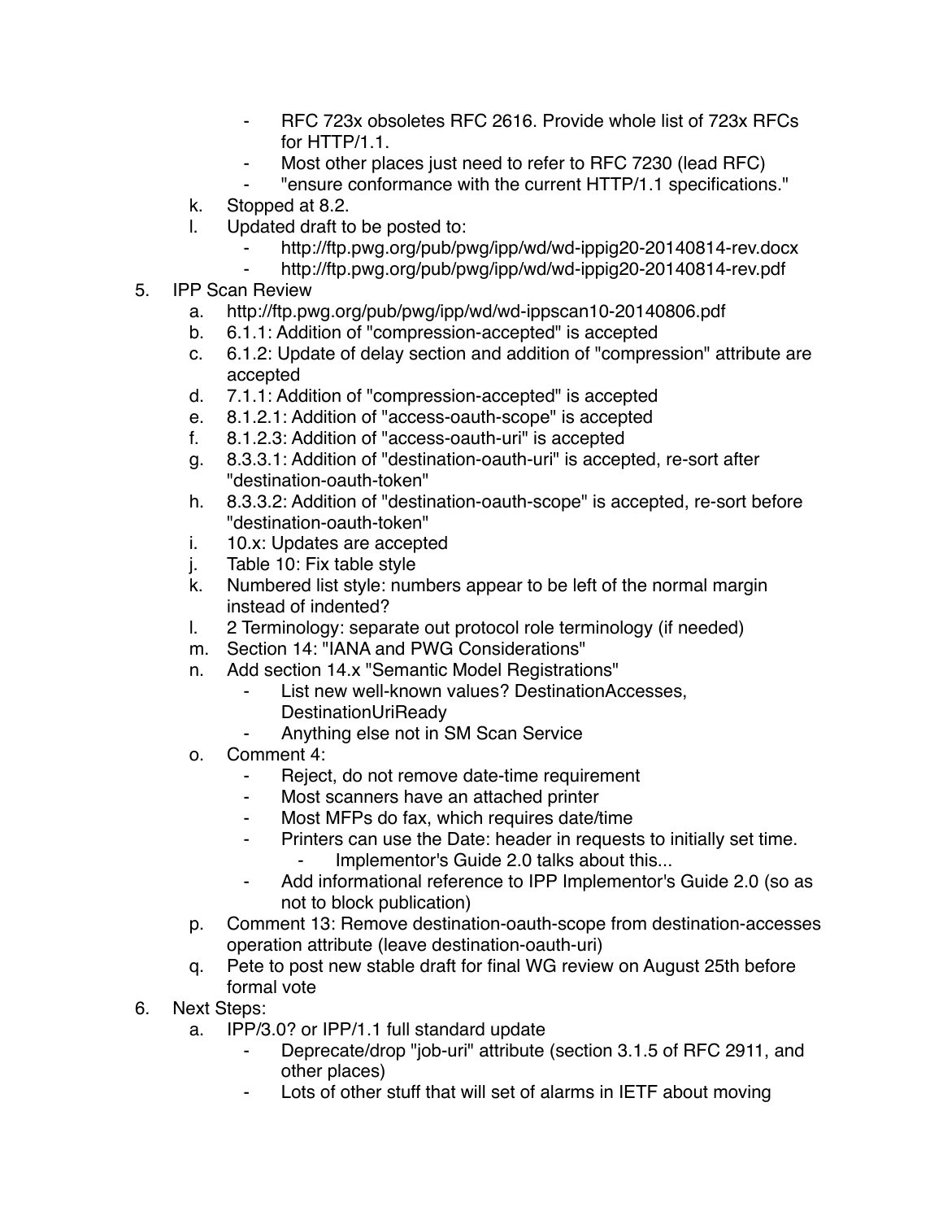- RFC 723x obsoletes RFC 2616. Provide whole list of 723x RFCs for HTTP/1.1.
- Most other places just need to refer to RFC 7230 (lead RFC)
- "ensure conformance with the current HTTP/1.1 specifications."

k. Stopped at 8.2.

l. Updated draft to be posted to:
   - http://ftp.pwg.org/pub/pwg/ipp/wd/wd-ippig20-20140814-rev.docx
   - http://ftp.pwg.org/pub/pwg/ipp/wd/wd-ippig20-20140814-rev.pdf

5. IPP Scan Review
   a. http://ftp.pwg.org/pub/pwg/ipp/wd/wd-ippscan10-20140806.pdf
   b. 6.1.1: Addition of "compression-accepted" is accepted
   c. 6.1.2: Update of delay section and addition of "compression" attribute are accepted
   d. 7.1.1: Addition of "compression-accepted" is accepted
   e. 8.1.2.1: Addition of "access-oauth-scope" is accepted
   f. 8.1.2.3: Addition of "access-oauth-uri" is accepted
   g. 8.3.3.1: Addition of "destination-oauth-uri" is accepted, re-sort after "destination-oauth-token"
   h. 8.3.3.2: Addition of "destination-oauth-scope" is accepted, re-sort before "destination-oauth-token"
   i. 10.x: Updates are accepted
   j. Table 10: Fix table style
   k. Numbered list style: numbers appear to be left of the normal margin instead of indented?
   l. 2 Terminology: separate out protocol role terminology (if needed)
   m. Section 14: "IANA and PWG Considerations"
   n. Add section 14.x "Semantic Model Registrations"
      - List new well-known values? DestinationAccesses, DestinationUriReady
      - Anything else not in SM Scan Service
   o. Comment 4:
      - Reject, do not remove date-time requirement
      - Most scanners have an attached printer
      - Most MFPs do fax, which requires date/time
      - Printers can use the Date: header in requests to initially set time.
         - Implementor's Guide 2.0 talks about this...
      - Add informational reference to IPP Implementor's Guide 2.0 (so as not to block publication)
   p. Comment 13: Remove destination-oauth-scope from destination-accesses operation attribute (leave destination-oauth-uri)
   q. Pete to post new stable draft for final WG review on August 25th before formal vote

6. Next Steps:
   a. IPP/3.0? or IPP/1.1 full standard update
      - Deprecate/drop "job-uri" attribute (section 3.1.5 of RFC 2911, and other places)
      - Lots of other stuff that will set of alarms in IETF about moving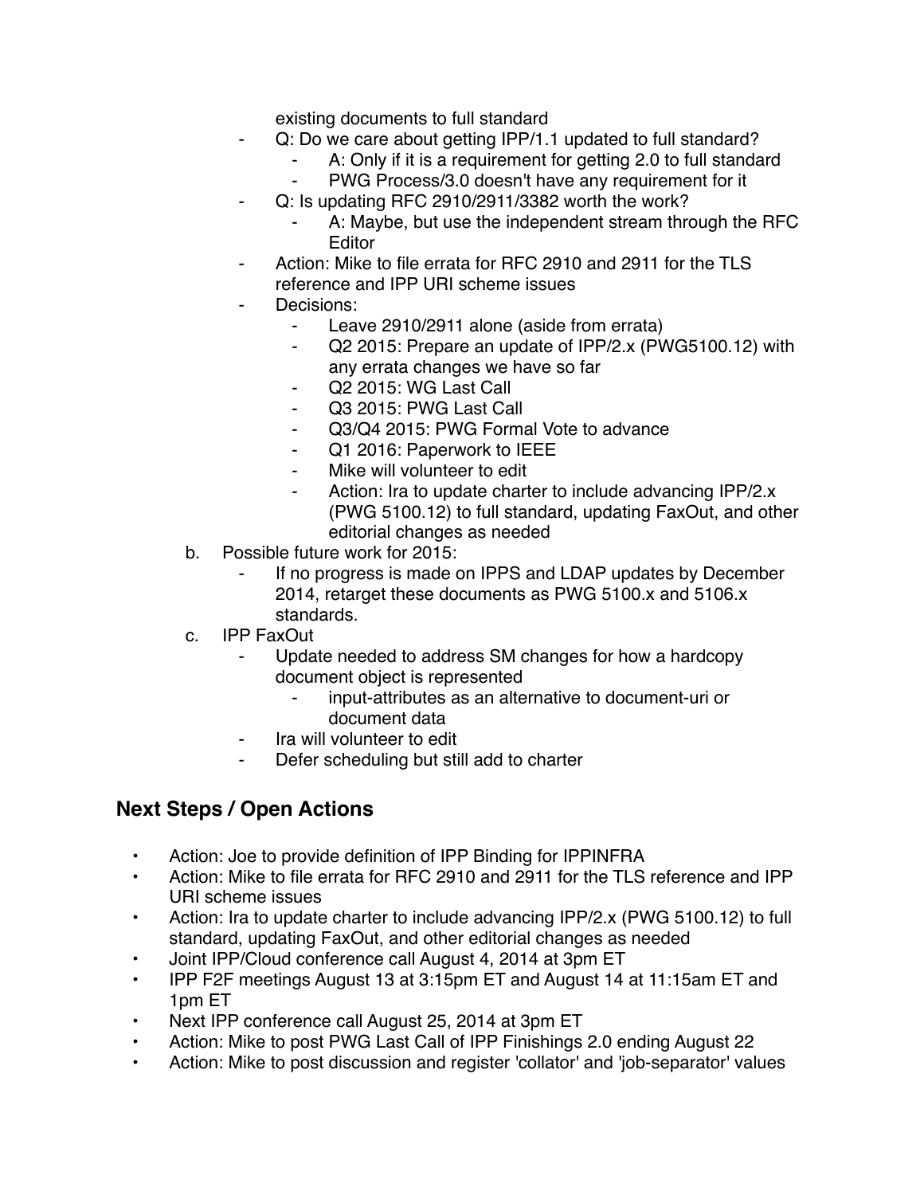existing documents to full standard

    - Q: Do we care about getting IPP/1.1 updated to full standard?
        - A: Only if it is a requirement for getting 2.0 to full standard
        - PWG Process/3.0 doesn't have any requirement for it
    - Q: Is updating RFC 2910/2911/3382 worth the work?
        - A: Maybe, but use the independent stream through the RFC Editor
    - Action: Mike to file errata for RFC 2910 and 2911 for the TLS reference and IPP URI scheme issues
    - Decisions:
        - Leave 2910/2911 alone (aside from errata)
        - Q2 2015: Prepare an update of IPP/2.x (PWG5100.12) with any errata changes we have so far
        - Q2 2015: WG Last Call
        - Q3 2015: PWG Last Call
        - Q3/Q4 2015: PWG Formal Vote to advance
        - Q1 2016: Paperwork to IEEE
        - Mike will volunteer to edit
        - Action: Ira to update charter to include advancing IPP/2.x (PWG 5100.12) to full standard, updating FaxOut, and other editorial changes as needed

b. Possible future work for 2015:
    - If no progress is made on IPPS and LDAP updates by December 2014, retarget these documents as PWG 5100.x and 5106.x standards.

c. IPP FaxOut
    - Update needed to address SM changes for how a hardcopy document object is represented
        - input-attributes as an alternative to document-uri or document data
    - Ira will volunteer to edit
    - Defer scheduling but still add to charter

## Next Steps / Open Actions

- Action: Joe to provide definition of IPP Binding for IPPINFRA
- Action: Mike to file errata for RFC 2910 and 2911 for the TLS reference and IPP URI scheme issues
- Action: Ira to update charter to include advancing IPP/2.x (PWG 5100.12) to full standard, updating FaxOut, and other editorial changes as needed
- Joint IPP/Cloud conference call August 4, 2014 at 3pm ET
- IPP F2F meetings August 13 at 3:15pm ET and August 14 at 11:15am ET and 1pm ET
- Next IPP conference call August 25, 2014 at 3pm ET
- Action: Mike to post PWG Last Call of IPP Finishings 2.0 ending August 22
- Action: Mike to post discussion and register 'collator' and 'job-separator' values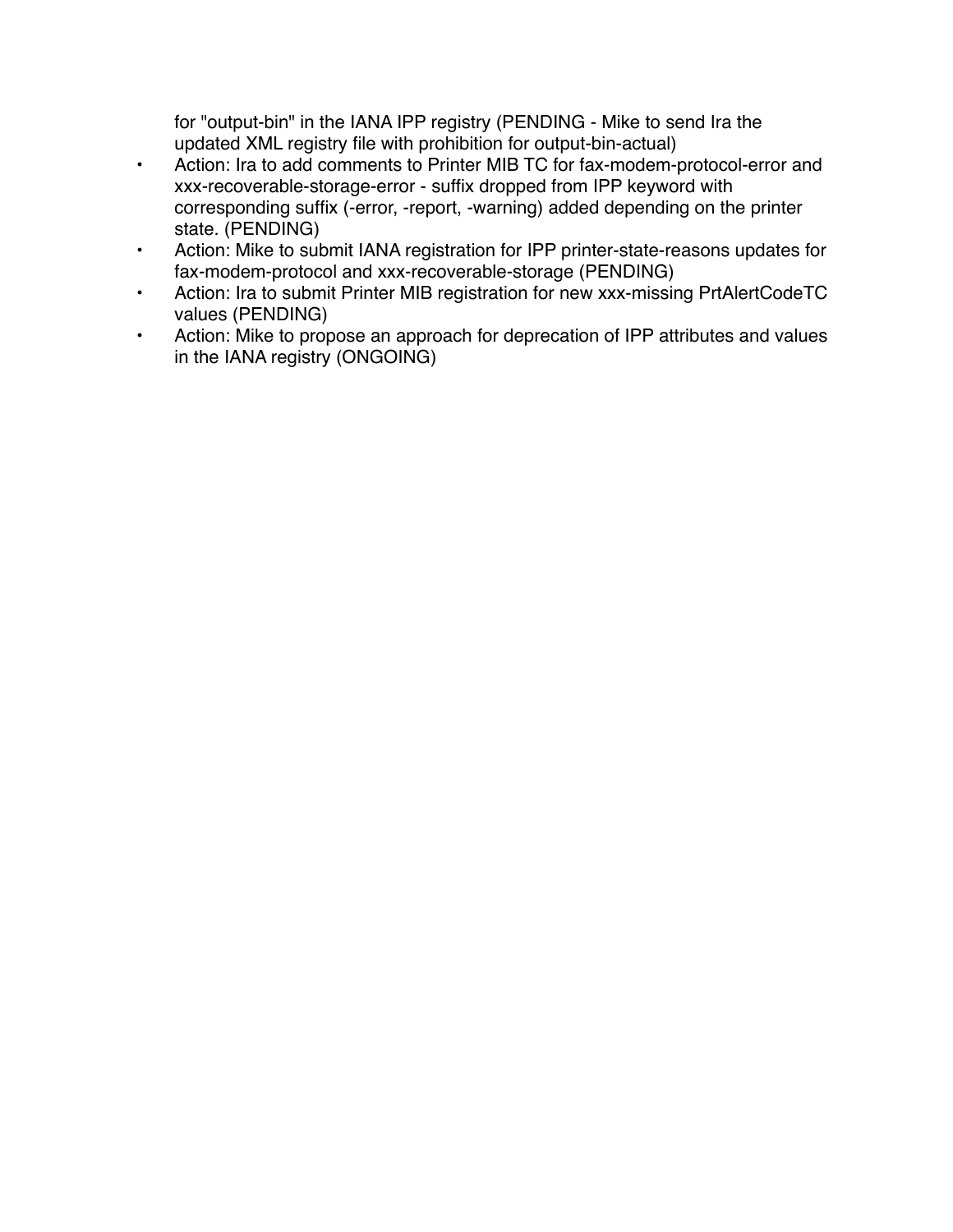for "output-bin" in the IANA IPP registry (PENDING - Mike to send Ira the updated XML registry file with prohibition for output-bin-actual)

- Action: Ira to add comments to Printer MIB TC for fax-modem-protocol-error and xxx-recoverable-storage-error - suffix dropped from IPP keyword with corresponding suffix (-error, -report, -warning) added depending on the printer state. (PENDING)
- Action: Mike to submit IANA registration for IPP printer-state-reasons updates for fax-modem-protocol and xxx-recoverable-storage (PENDING)
- Action: Ira to submit Printer MIB registration for new xxx-missing PrtAlertCodeTC values (PENDING)
- Action: Mike to propose an approach for deprecation of IPP attributes and values in the IANA registry (ONGOING)